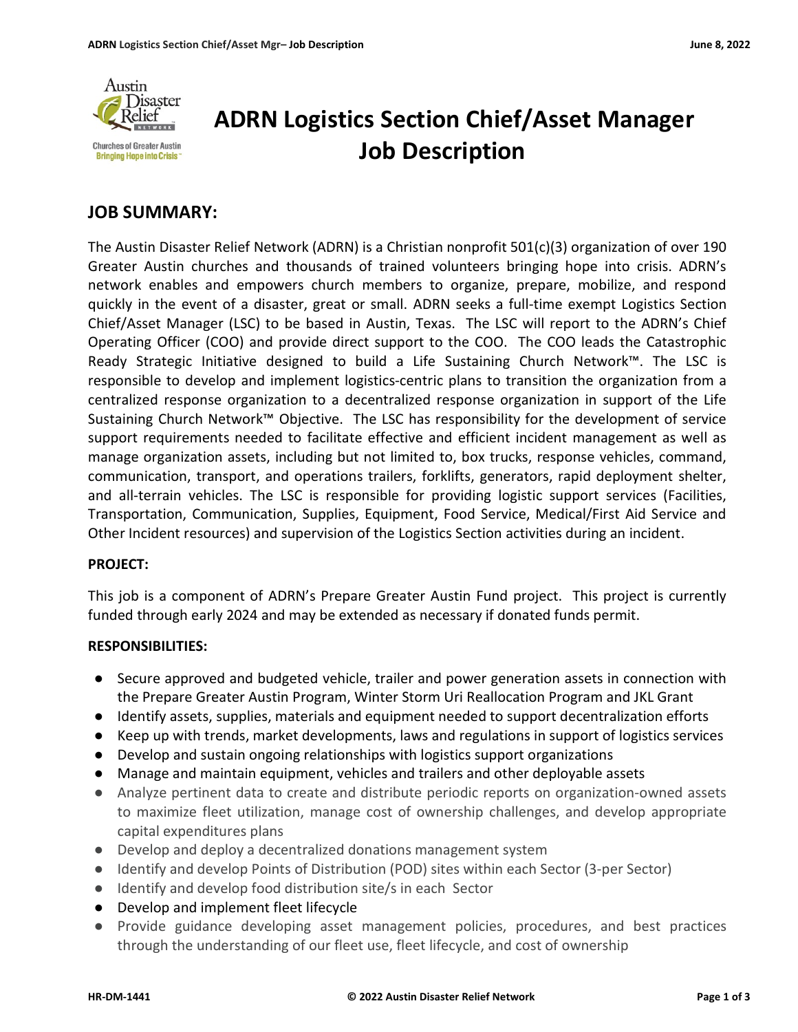# ADRN Logistics Section Chief/Asset Manager Job Description

## JOB SUMMARY:

The Austin Disaster Relief Network (ADRN) is a Christian nonprofit 501(c)(3) organization of over 190 Greater Austin churches and thousands of trained volunteers bringing hope into crisis. ADRN's network enables and empowers church members to organize, prepare, mobilize, and respond quickly in the event of a disaster, great or small. ADRN seeks a full-time exempt Logistics Section Chief/Asset Manager (LSC) to be based in Austin, Texas. The LSC will report to the ADRN's Chief Operating Officer (COO) and provide direct support to the COO. The COO leads the Catastrophic Ready Strategic Initiative designed to build a Life Sustaining Church Network™. The LSC is responsible to develop and implement logistics-centric plans to transition the organization from a centralized response organization to a decentralized response organization in support of the Life Sustaining Church Network™ Objective. The LSC has responsibility for the development of service support requirements needed to facilitate effective and efficient incident management as well as manage organization assets, including but not limited to, box trucks, response vehicles, command, communication, transport, and operations trailers, forklifts, generators, rapid deployment shelter, and all-terrain vehicles. The LSC is responsible for providing logistic support services (Facilities, Transportation, Communication, Supplies, Equipment, Food Service, Medical/First Aid Service and Other Incident resources) and supervision of the Logistics Section activities during an incident.

**PROJECT:**

This job is a component of ADRN's Prepare Greater Austin Fund project. This project is currently funded through early 2024 and may be extended as necessary if donated funds permit.

**RESPONSIBILITIES:**

- Secure approved and budgeted vehicle, trailer and power generation assets in connection with the Prepare Greater Austin Program, Winter Storm Uri Reallocation Program and JKL Grant
- Identify assets, supplies, materials and equipment needed to support decentralization efforts
- Keep up with trends, market developments, laws and regulations in support of logistics services
- Develop and sustain ongoing relationships with logistics support organizations
- Manage and maintain equipment, vehicles and trailers and other deployable assets
- Analyze pertinent data to create and distribute periodic reports on organization-owned assets to maximize fleet utilization, manage cost of ownership challenges, and develop appropriate capital expenditures plans
- Develop and deploy a decentralized donations management system
- Identify and develop Points of Distribution (POD) sites within each Sector (3-per Sector)
- Identify and develop food distribution site/s in each Sector
- Develop and implement fleet lifecycle
- Provide guidance developing asset management policies, procedures, and best practices through the understanding of our fleet use, fleet lifecycle, and cost of ownership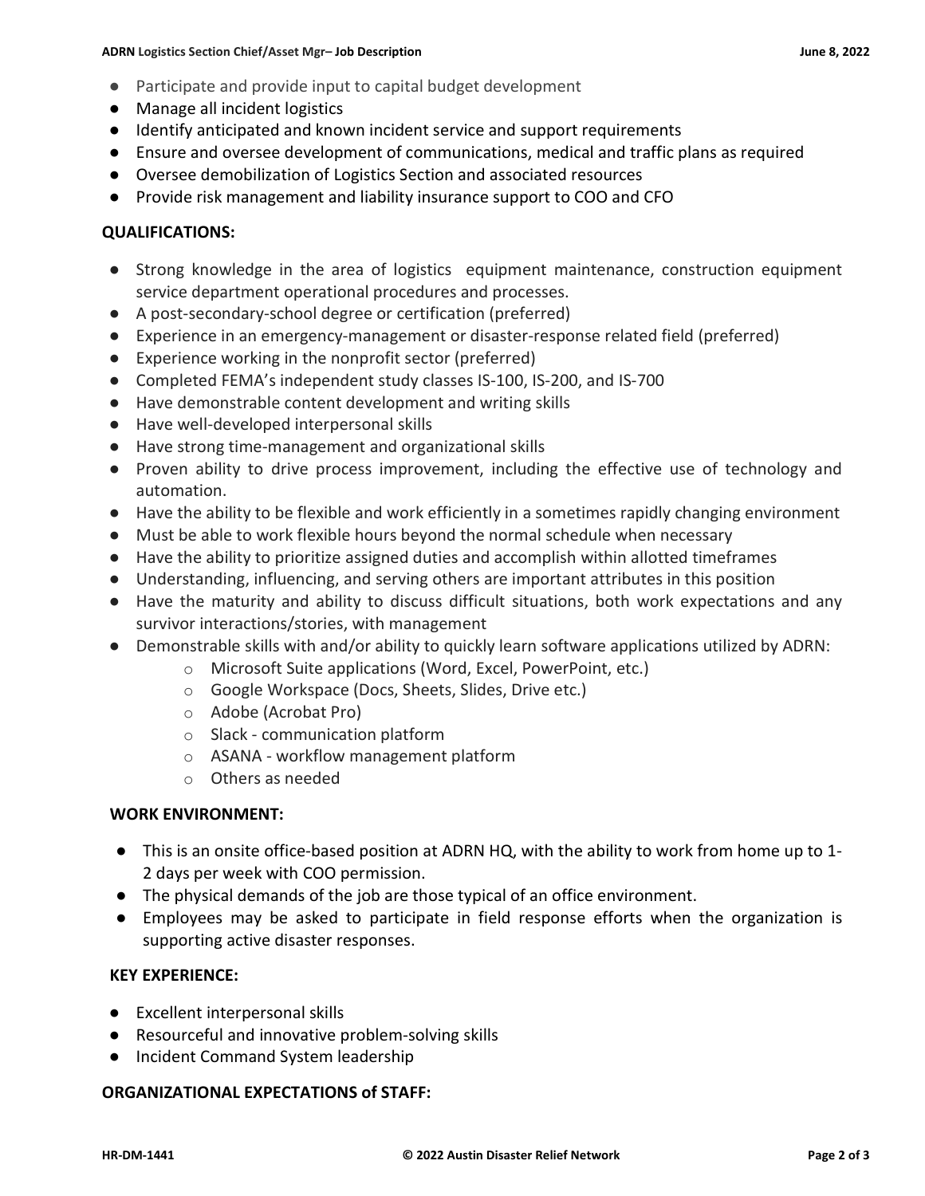- Participate and provide input to capital budget development
- Manage all incident logistics
- Identify anticipated and known incident service and support requirements
- Ensure and oversee development of communications, medical and traffic plans as required
- Oversee demobilization of Logistics Section and associated resources
- Provide risk management and liability insurance support to COO and CFO

**QUALIFICATIONS:**

- Strong knowledge in the area of logistics equipment maintenance, construction equipment service department operational procedures and processes.
- A post-secondary-school degree or certification (preferred)
- Experience in an emergency-management or disaster-response related field (preferred)
- Experience working in the nonprofit sector (preferred)
- Completed FEMA's independent study classes IS-100, IS-200, and IS-700
- Have demonstrable content development and writing skills
- Have well-developed interpersonal skills
- Have strong time-management and organizational skills
- Proven ability to drive process improvement, including the effective use of technology and automation.
- Have the ability to be flexible and work efficiently in a sometimes rapidly changing environment
- Must be able to work flexible hours beyond the normal schedule when necessary
- Have the ability to prioritize assigned duties and accomplish within allotted timeframes
- Understanding, influencing, and serving others are important attributes in this position
- Have the maturity and ability to discuss difficult situations, both work expectations and any survivor interactions/stories, with management
- Demonstrable skills with and/or ability to quickly learn software applications utilized by ADRN:
    - Microsoft Suite applications (Word, Excel, PowerPoint, etc.)
    - Google Workspace (Docs, Sheets, Slides, Drive etc.)
    - Adobe (Acrobat Pro)
    - Slack - communication platform
    - ASANA - workflow management platform
    - Others as needed

**WORK ENVIRONMENT:**

- This is an onsite office-based position at ADRN HQ, with the ability to work from home up to 1-2 days per week with COO permission.
- The physical demands of the job are those typical of an office environment.
- Employees may be asked to participate in field response efforts when the organization is supporting active disaster responses.

**KEY EXPERIENCE:**

- Excellent interpersonal skills
- Resourceful and innovative problem-solving skills
- Incident Command System leadership

**ORGANIZATIONAL EXPECTATIONS of STAFF:**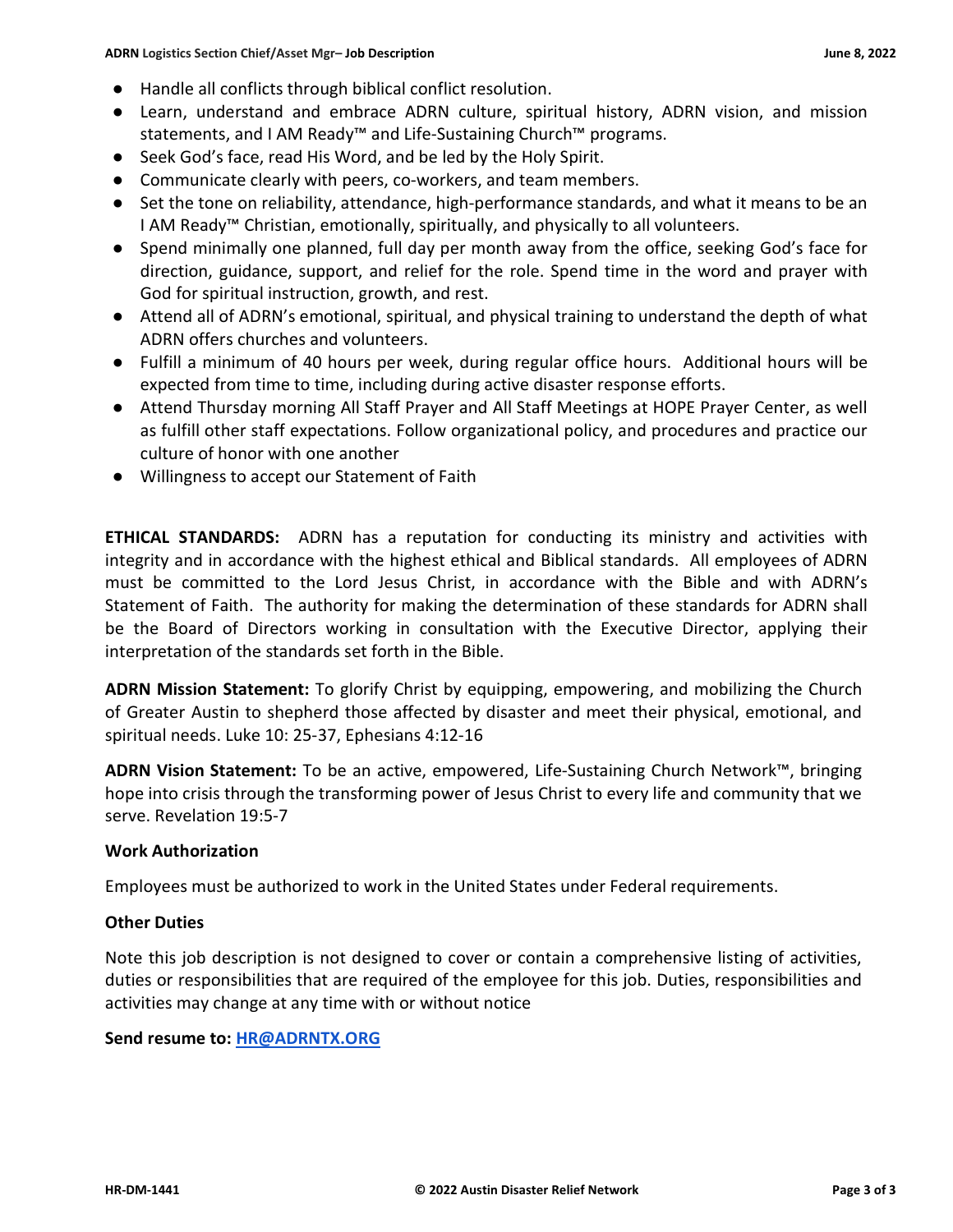- Handle all conflicts through biblical conflict resolution.
- Learn, understand and embrace ADRN culture, spiritual history, ADRN vision, and mission statements, and I AM Ready™ and Life-Sustaining Church™ programs.
- Seek God's face, read His Word, and be led by the Holy Spirit.
- Communicate clearly with peers, co-workers, and team members.
- Set the tone on reliability, attendance, high-performance standards, and what it means to be an I AM Ready™ Christian, emotionally, spiritually, and physically to all volunteers.
- Spend minimally one planned, full day per month away from the office, seeking God's face for direction, guidance, support, and relief for the role. Spend time in the word and prayer with God for spiritual instruction, growth, and rest.
- Attend all of ADRN's emotional, spiritual, and physical training to understand the depth of what ADRN offers churches and volunteers.
- Fulfill a minimum of 40 hours per week, during regular office hours. Additional hours will be expected from time to time, including during active disaster response efforts.
- Attend Thursday morning All Staff Prayer and All Staff Meetings at HOPE Prayer Center, as well as fulfill other staff expectations. Follow organizational policy, and procedures and practice our culture of honor with one another
- Willingness to accept our Statement of Faith

**ETHICAL STANDARDS:** ADRN has a reputation for conducting its ministry and activities with integrity and in accordance with the highest ethical and Biblical standards. All employees of ADRN must be committed to the Lord Jesus Christ, in accordance with the Bible and with ADRN's Statement of Faith. The authority for making the determination of these standards for ADRN shall be the Board of Directors working in consultation with the Executive Director, applying their interpretation of the standards set forth in the Bible.

**ADRN Mission Statement:** To glorify Christ by equipping, empowering, and mobilizing the Church of Greater Austin to shepherd those affected by disaster and meet their physical, emotional, and spiritual needs. Luke 10: 25-37, Ephesians 4:12-16

**ADRN Vision Statement:** To be an active, empowered, Life-Sustaining Church Network™, bringing hope into crisis through the transforming power of Jesus Christ to every life and community that we serve. Revelation 19:5-7

**Work Authorization**

Employees must be authorized to work in the United States under Federal requirements.

**Other Duties**

Note this job description is not designed to cover or contain a comprehensive listing of activities, duties or responsibilities that are required of the employee for this job. Duties, responsibilities and activities may change at any time with or without notice

**Send resume to:** HR@ADRNTX.ORG